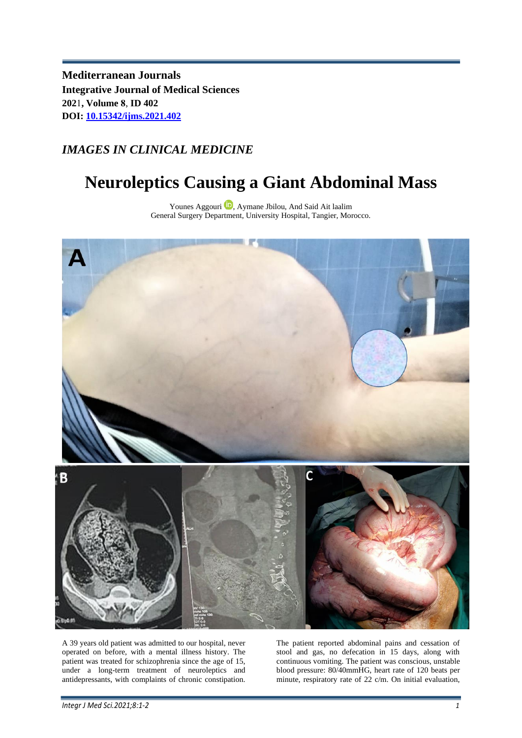**Mediterranean Journals**
**Integrative Journal of Medical Sciences**
**2021, Volume 8, ID 402**
**DOI: [10.15342/ijms.2021.402](https://doi.org/10.15342/ijms.2021.402)**

*IMAGES IN CLINICAL MEDICINE*

# Neuroleptics Causing a Giant Abdominal Mass

Younes Aggouri, Aymane Jbilou, And Said Ait laalim
General Surgery Department, University Hospital, Tangier, Morocco.

A 39 years old patient was admitted to our hospital, never operated on before, with a mental illness history. The patient was treated for schizophrenia since the age of 15, under a long-term treatment of neuroleptics and antidepressants, with complaints of chronic constipation. The patient reported abdominal pains and cessation of stool and gas, no defecation in 15 days, along with continuous vomiting. The patient was conscious, unstable blood pressure: 80/40mmHG, heart rate of 120 beats per minute, respiratory rate of 22 c/m. On initial evaluation,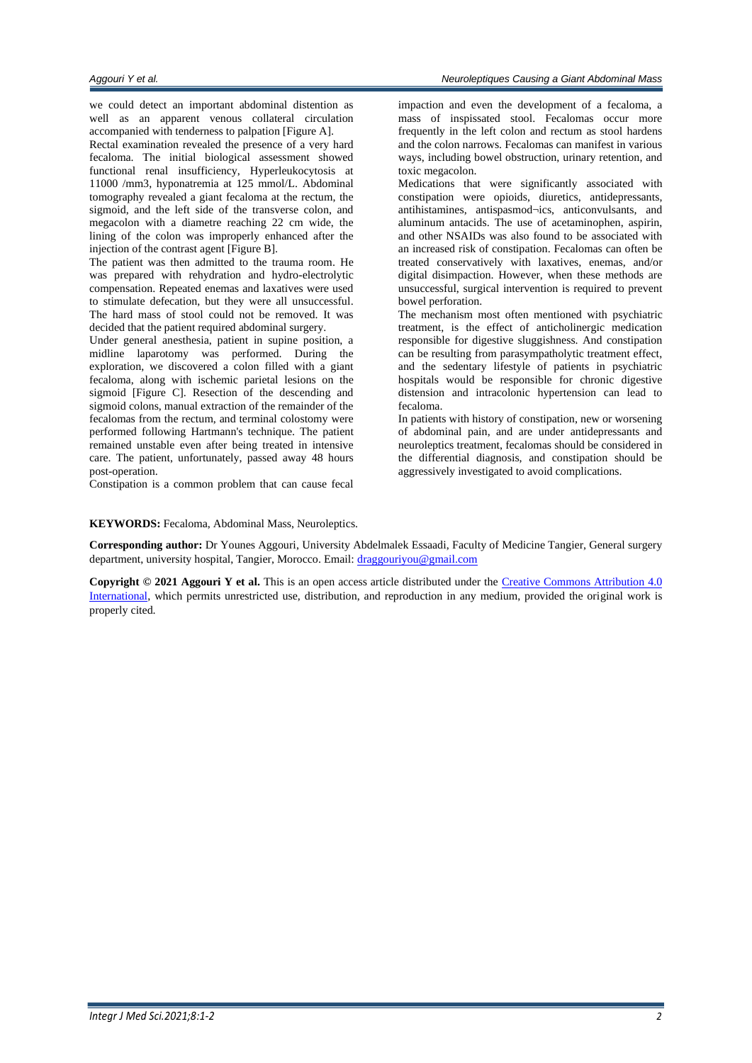we could detect an important abdominal distention as well as an apparent venous collateral circulation accompanied with tenderness to palpation [Figure A].

Rectal examination revealed the presence of a very hard fecaloma. The initial biological assessment showed functional renal insufficiency, Hyperleukocytosis at 11000 /mm3, hyponatremia at 125 mmol/L. Abdominal tomography revealed a giant fecaloma at the rectum, the sigmoid, and the left side of the transverse colon, and megacolon with a diametre reaching 22 cm wide, the lining of the colon was improperly enhanced after the injection of the contrast agent [Figure B].

The patient was then admitted to the trauma room. He was prepared with rehydration and hydro-electrolytic compensation. Repeated enemas and laxatives were used to stimulate defecation, but they were all unsuccessful. The hard mass of stool could not be removed. It was decided that the patient required abdominal surgery.

Under general anesthesia, patient in supine position, a midline laparotomy was performed. During the exploration, we discovered a colon filled with a giant fecaloma, along with ischemic parietal lesions on the sigmoid [Figure C]. Resection of the descending and sigmoid colons, manual extraction of the remainder of the fecalomas from the rectum, and terminal colostomy were performed following Hartmann's technique. The patient remained unstable even after being treated in intensive care. The patient, unfortunately, passed away 48 hours post-operation.

Constipation is a common problem that can cause fecal impaction and even the development of a fecaloma, a mass of inspissated stool. Fecalomas occur more frequently in the left colon and rectum as stool hardens and the colon narrows. Fecalomas can manifest in various ways, including bowel obstruction, urinary retention, and toxic megacolon.

Medications that were significantly associated with constipation were opioids, diuretics, antidepressants, antihistamines, antispasmod¬ics, anticonvulsants, and aluminum antacids. The use of acetaminophen, aspirin, and other NSAIDs was also found to be associated with an increased risk of constipation. Fecalomas can often be treated conservatively with laxatives, enemas, and/or digital disimpaction. However, when these methods are unsuccessful, surgical intervention is required to prevent bowel perforation.

The mechanism most often mentioned with psychiatric treatment, is the effect of anticholinergic medication responsible for digestive sluggishness. And constipation can be resulting from parasympatholytic treatment effect, and the sedentary lifestyle of patients in psychiatric hospitals would be responsible for chronic digestive distension and intracolonic hypertension can lead to fecaloma.

In patients with history of constipation, new or worsening of abdominal pain, and are under antidepressants and neuroleptics treatment, fecalomas should be considered in the differential diagnosis, and constipation should be aggressively investigated to avoid complications.

**KEYWORDS:** Fecaloma, Abdominal Mass, Neuroleptics.

**Corresponding author:** Dr Younes Aggouri, University Abdelmalek Essaadi, Faculty of Medicine Tangier, General surgery department, university hospital, Tangier, Morocco. Email: draggouriyou@gmail.com

**Copyright © 2021 Aggouri Y et al.** This is an open access article distributed under the Creative Commons Attribution 4.0 International, which permits unrestricted use, distribution, and reproduction in any medium, provided the original work is properly cited.